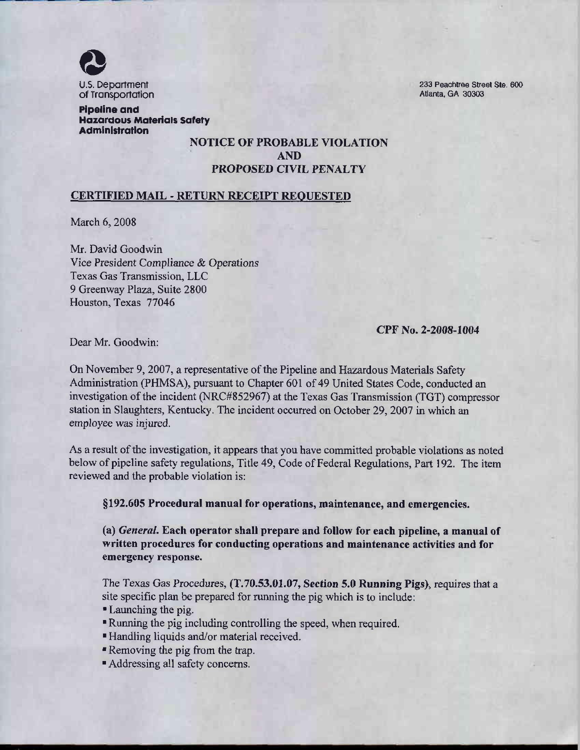U.S. Department of Transportation

**Pipeline and Hazardous Materials Safety Administration**

233 Peachtree Street Ste. 600
Atlanta, GA 30303

## NOTICE OF PROBABLE VIOLATION AND PROPOSED CIVIL PENALTY

**CERTIFIED MAIL - RETURN RECEIPT REQUESTED**

March 6, 2008

Mr. David Goodwin
Vice President Compliance & Operations
Texas Gas Transmission, LLC
9 Greenway Plaza, Suite 2800
Houston, Texas 77046

**CPF No. 2-2008-1004**

Dear Mr. Goodwin:

On November 9, 2007, a representative of the Pipeline and Hazardous Materials Safety Administration (PHMSA), pursuant to Chapter 601 of 49 United States Code, conducted an investigation of the incident (NRC#852967) at the Texas Gas Transmission (TGT) compressor station in Slaughters, Kentucky. The incident occurred on October 29, 2007 in which an employee was injured.

As a result of the investigation, it appears that you have committed probable violations as noted below of pipeline safety regulations, Title 49, Code of Federal Regulations, Part 192. The item reviewed and the probable violation is:

**§192.605 Procedural manual for operations, maintenance, and emergencies.**

**(a) *General.* Each operator shall prepare and follow for each pipeline, a manual of written procedures for conducting operations and maintenance activities and for emergency response.**

The Texas Gas Procedures, **(T.70.53.01.07, Section 5.0 Running Pigs)**, requires that a site specific plan be prepared for running the pig which is to include:

- Launching the pig.
- Running the pig including controlling the speed, when required.
- Handling liquids and/or material received.
- Removing the pig from the trap.
- Addressing all safety concerns.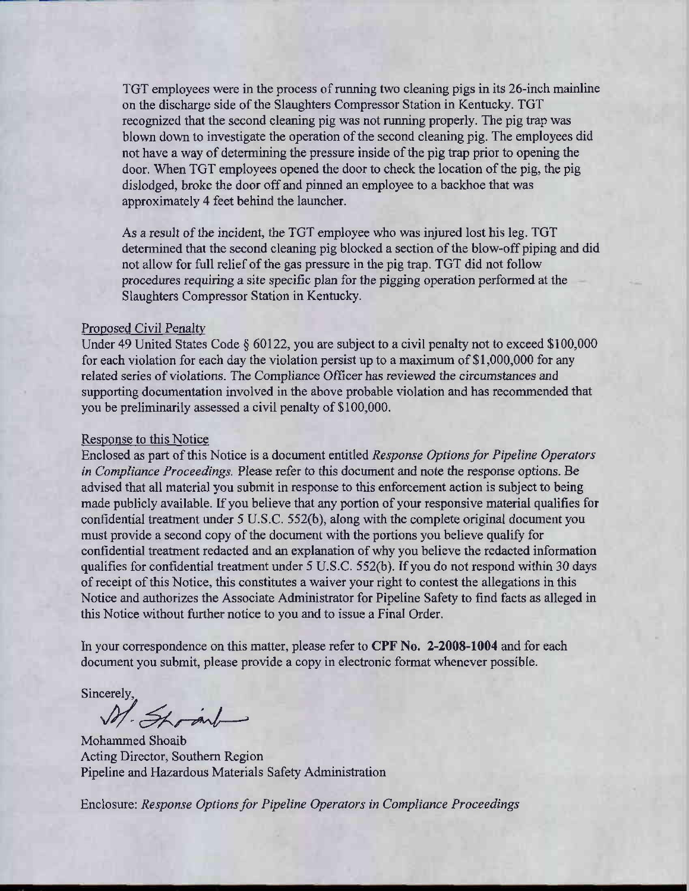TGT employees were in the process of running two cleaning pigs in its 26-inch mainline on the discharge side of the Slaughters Compressor Station in Kentucky. TGT recognized that the second cleaning pig was not running properly. The pig trap was blown down to investigate the operation of the second cleaning pig. The employees did not have a way of determining the pressure inside of the pig trap prior to opening the door. When TGT employees opened the door to check the location of the pig, the pig dislodged, broke the door off and pinned an employee to a backhoe that was approximately 4 feet behind the launcher.

As a result of the incident, the TGT employee who was injured lost his leg. TGT determined that the second cleaning pig blocked a section of the blow-off piping and did not allow for full relief of the gas pressure in the pig trap. TGT did not follow procedures requiring a site specific plan for the pigging operation performed at the Slaughters Compressor Station in Kentucky.

Proposed Civil Penalty

Under 49 United States Code § 60122, you are subject to a civil penalty not to exceed $100,000 for each violation for each day the violation persist up to a maximum of $1,000,000 for any related series of violations. The Compliance Officer has reviewed the circumstances and supporting documentation involved in the above probable violation and has recommended that you be preliminarily assessed a civil penalty of $100,000.

Response to this Notice

Enclosed as part of this Notice is a document entitled *Response Options for Pipeline Operators in Compliance Proceedings.* Please refer to this document and note the response options. Be advised that all material you submit in response to this enforcement action is subject to being made publicly available. If you believe that any portion of your responsive material qualifies for confidential treatment under 5 U.S.C. 552(b), along with the complete original document you must provide a second copy of the document with the portions you believe qualify for confidential treatment redacted and an explanation of why you believe the redacted information qualifies for confidential treatment under 5 U.S.C. 552(b). If you do not respond within 30 days of receipt of this Notice, this constitutes a waiver your right to contest the allegations in this Notice and authorizes the Associate Administrator for Pipeline Safety to find facts as alleged in this Notice without further notice to you and to issue a Final Order.

In your correspondence on this matter, please refer to **CPF No. 2-2008-1004** and for each document you submit, please provide a copy in electronic format whenever possible.

Sincerely,

M. Shoaib

Mohammed Shoaib
Acting Director, Southern Region
Pipeline and Hazardous Materials Safety Administration

Enclosure: *Response Options for Pipeline Operators in Compliance Proceedings*